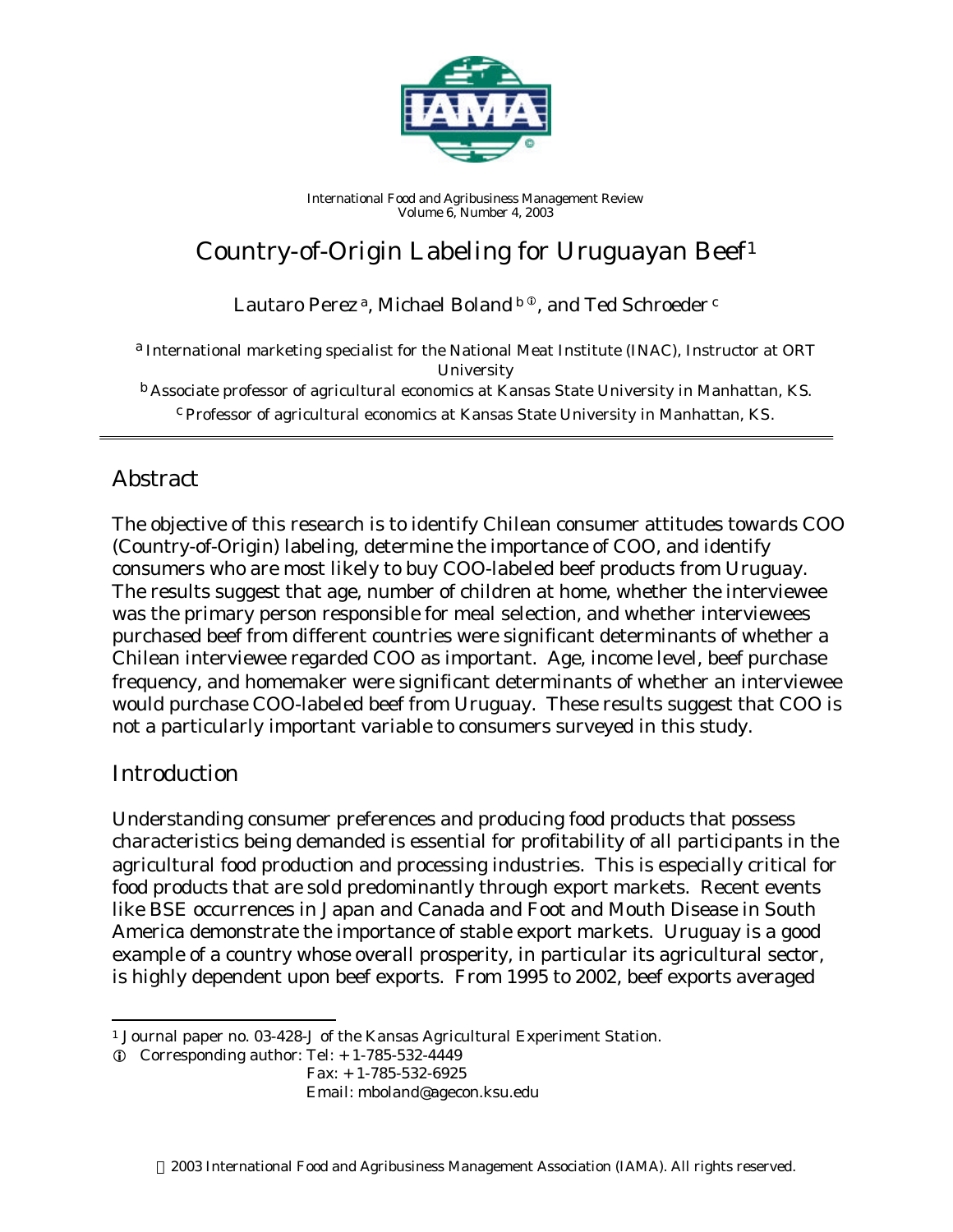International Food and Agribusiness Management Review
Volume 6, Number 4, 2003

# Country-of-Origin Labeling for Uruguayan Beef[1]

Lautaro Perez [a], Michael Boland [b ⓘ], and Ted Schroeder [c]

[a] International marketing specialist for the National Meat Institute (INAC), Instructor at ORT University

[b] Associate professor of agricultural economics at Kansas State University in Manhattan, KS.

[c] Professor of agricultural economics at Kansas State University in Manhattan, KS.

## Abstract

The objective of this research is to identify Chilean consumer attitudes towards COO (Country-of-Origin) labeling, determine the importance of COO, and identify consumers who are most likely to buy COO-labeled beef products from Uruguay. The results suggest that age, number of children at home, whether the interviewee was the primary person responsible for meal selection, and whether interviewees purchased beef from different countries were significant determinants of whether a Chilean interviewee regarded COO as important. Age, income level, beef purchase frequency, and homemaker were significant determinants of whether an interviewee would purchase COO-labeled beef from Uruguay. These results suggest that COO is not a particularly important variable to consumers surveyed in this study.

## Introduction

Understanding consumer preferences and producing food products that possess characteristics being demanded is essential for profitability of all participants in the agricultural food production and processing industries. This is especially critical for food products that are sold predominantly through export markets. Recent events like BSE occurrences in Japan and Canada and Foot and Mouth Disease in South America demonstrate the importance of stable export markets. Uruguay is a good example of a country whose overall prosperity, in particular its agricultural sector, is highly dependent upon beef exports. From 1995 to 2002, beef exports averaged

---

[1] Journal paper no. 03-428-J of the Kansas Agricultural Experiment Station.

ⓘ Corresponding author: Tel: + 1-785-532-4449
Fax: + 1-785-532-6925
Email: mboland@agecon.ksu.edu

© 2003 International Food and Agribusiness Management Association (IAMA). All rights reserved.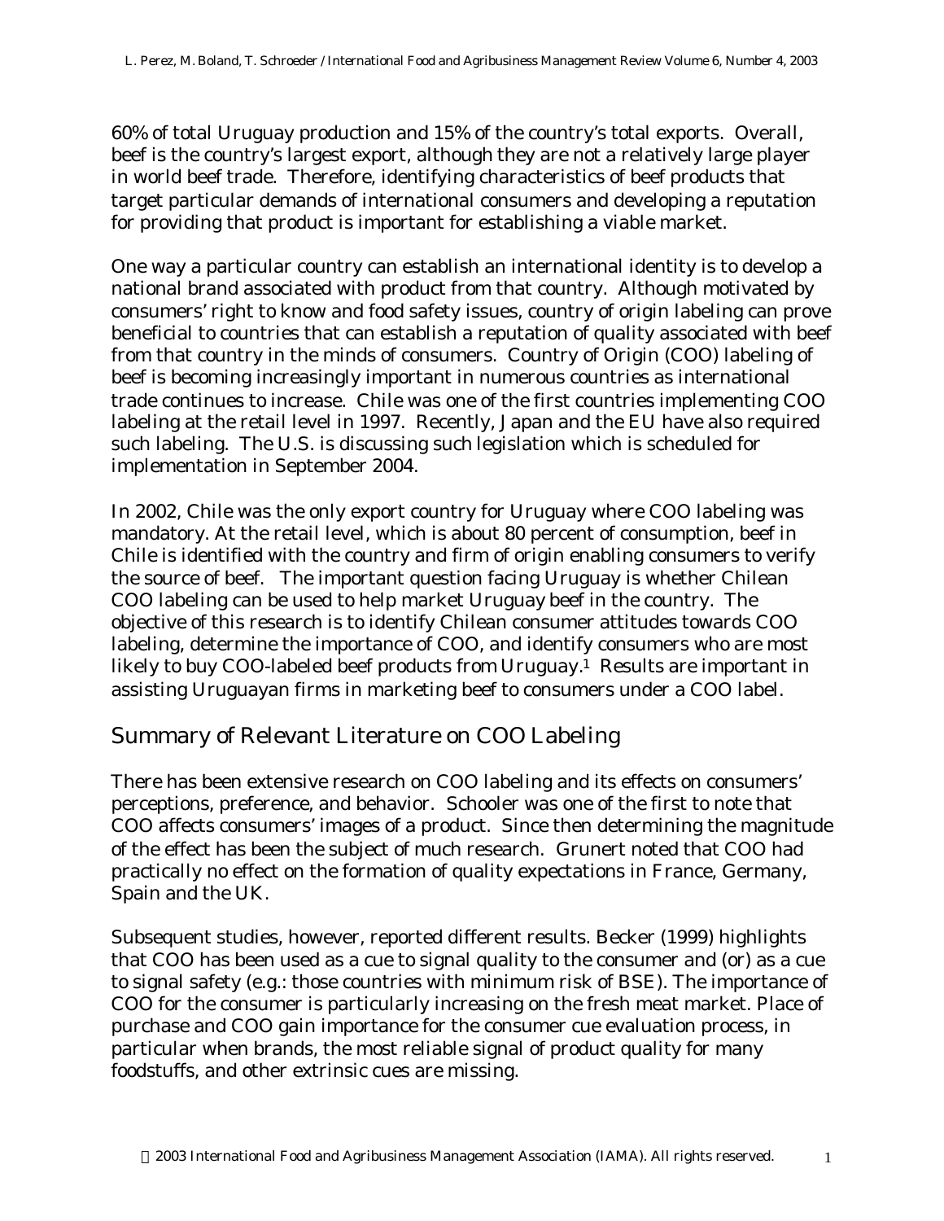60% of total Uruguay production and 15% of the country's total exports. Overall, beef is the country's largest export, although they are not a relatively large player in world beef trade. Therefore, identifying characteristics of beef products that target particular demands of international consumers and developing a reputation for providing that product is important for establishing a viable market.

One way a particular country can establish an international identity is to develop a national brand associated with product from that country. Although motivated by consumers' right to know and food safety issues, country of origin labeling can prove beneficial to countries that can establish a reputation of quality associated with beef from that country in the minds of consumers. Country of Origin (COO) labeling of beef is becoming increasingly important in numerous countries as international trade continues to increase. Chile was one of the first countries implementing COO labeling at the retail level in 1997. Recently, Japan and the EU have also required such labeling. The U.S. is discussing such legislation which is scheduled for implementation in September 2004.

In 2002, Chile was the only export country for Uruguay where COO labeling was mandatory. At the retail level, which is about 80 percent of consumption, beef in Chile is identified with the country and firm of origin enabling consumers to verify the source of beef. The important question facing Uruguay is whether Chilean COO labeling can be used to help market Uruguay beef in the country. The objective of this research is to identify Chilean consumer attitudes towards COO labeling, determine the importance of COO, and identify consumers who are most likely to buy COO-labeled beef products from Uruguay.[1] Results are important in assisting Uruguayan firms in marketing beef to consumers under a COO label.

## Summary of Relevant Literature on COO Labeling

There has been extensive research on COO labeling and its effects on consumers' perceptions, preference, and behavior. Schooler was one of the first to note that COO affects consumers' images of a product. Since then determining the magnitude of the effect has been the subject of much research. Grunert noted that COO had practically no effect on the formation of quality expectations in France, Germany, Spain and the UK.

Subsequent studies, however, reported different results. Becker (1999) highlights that COO has been used as a cue to signal quality to the consumer and (or) as a cue to signal safety (e.g.: those countries with minimum risk of BSE). The importance of COO for the consumer is particularly increasing on the fresh meat market. Place of purchase and COO gain importance for the consumer cue evaluation process, in particular when brands, the most reliable signal of product quality for many foodstuffs, and other extrinsic cues are missing.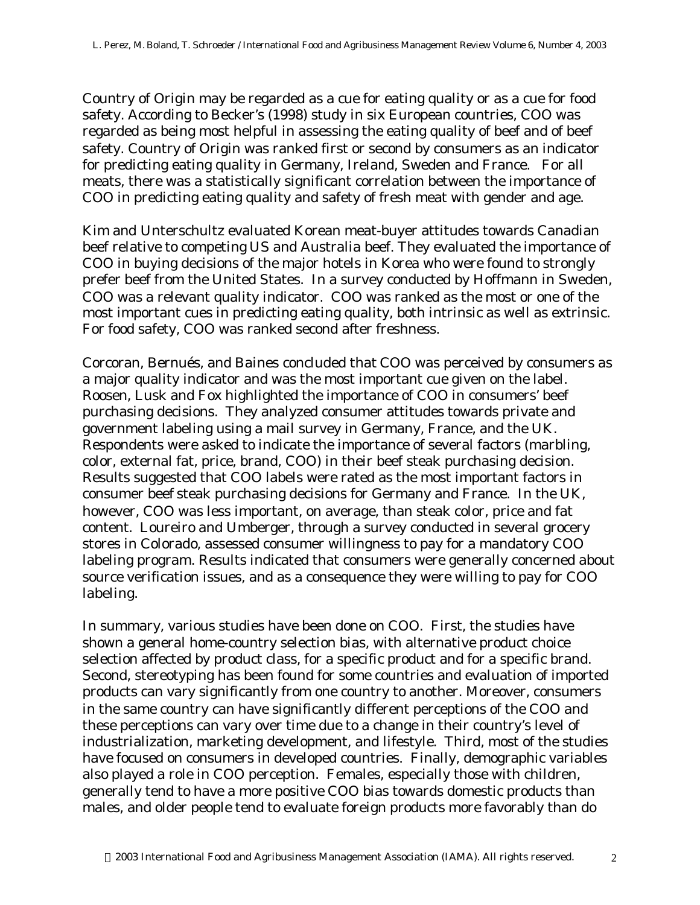Country of Origin may be regarded as a cue for eating quality or as a cue for food safety. According to Becker's (1998) study in six European countries, COO was regarded as being most helpful in assessing the eating quality of beef and of beef safety. Country of Origin was ranked first or second by consumers as an indicator for predicting eating quality in Germany, Ireland, Sweden and France. For all meats, there was a statistically significant correlation between the importance of COO in predicting eating quality and safety of fresh meat with gender and age.

Kim and Unterschultz evaluated Korean meat-buyer attitudes towards Canadian beef relative to competing US and Australia beef. They evaluated the importance of COO in buying decisions of the major hotels in Korea who were found to strongly prefer beef from the United States. In a survey conducted by Hoffmann in Sweden, COO was a relevant quality indicator. COO was ranked as the most or one of the most important cues in predicting eating quality, both intrinsic as well as extrinsic. For food safety, COO was ranked second after freshness.

Corcoran, Bernués, and Baines concluded that COO was perceived by consumers as a major quality indicator and was the most important cue given on the label. Roosen, Lusk and Fox highlighted the importance of COO in consumers' beef purchasing decisions. They analyzed consumer attitudes towards private and government labeling using a mail survey in Germany, France, and the UK. Respondents were asked to indicate the importance of several factors (marbling, color, external fat, price, brand, COO) in their beef steak purchasing decision. Results suggested that COO labels were rated as the most important factors in consumer beef steak purchasing decisions for Germany and France. In the UK, however, COO was less important, on average, than steak color, price and fat content. Loureiro and Umberger, through a survey conducted in several grocery stores in Colorado, assessed consumer willingness to pay for a mandatory COO labeling program. Results indicated that consumers were generally concerned about source verification issues, and as a consequence they were willing to pay for COO labeling.

In summary, various studies have been done on COO. First, the studies have shown a general home-country selection bias, with alternative product choice selection affected by product class, for a specific product and for a specific brand. Second, stereotyping has been found for some countries and evaluation of imported products can vary significantly from one country to another. Moreover, consumers in the same country can have significantly different perceptions of the COO and these perceptions can vary over time due to a change in their country's level of industrialization, marketing development, and lifestyle. Third, most of the studies have focused on consumers in developed countries. Finally, demographic variables also played a role in COO perception. Females, especially those with children, generally tend to have a more positive COO bias towards domestic products than males, and older people tend to evaluate foreign products more favorably than do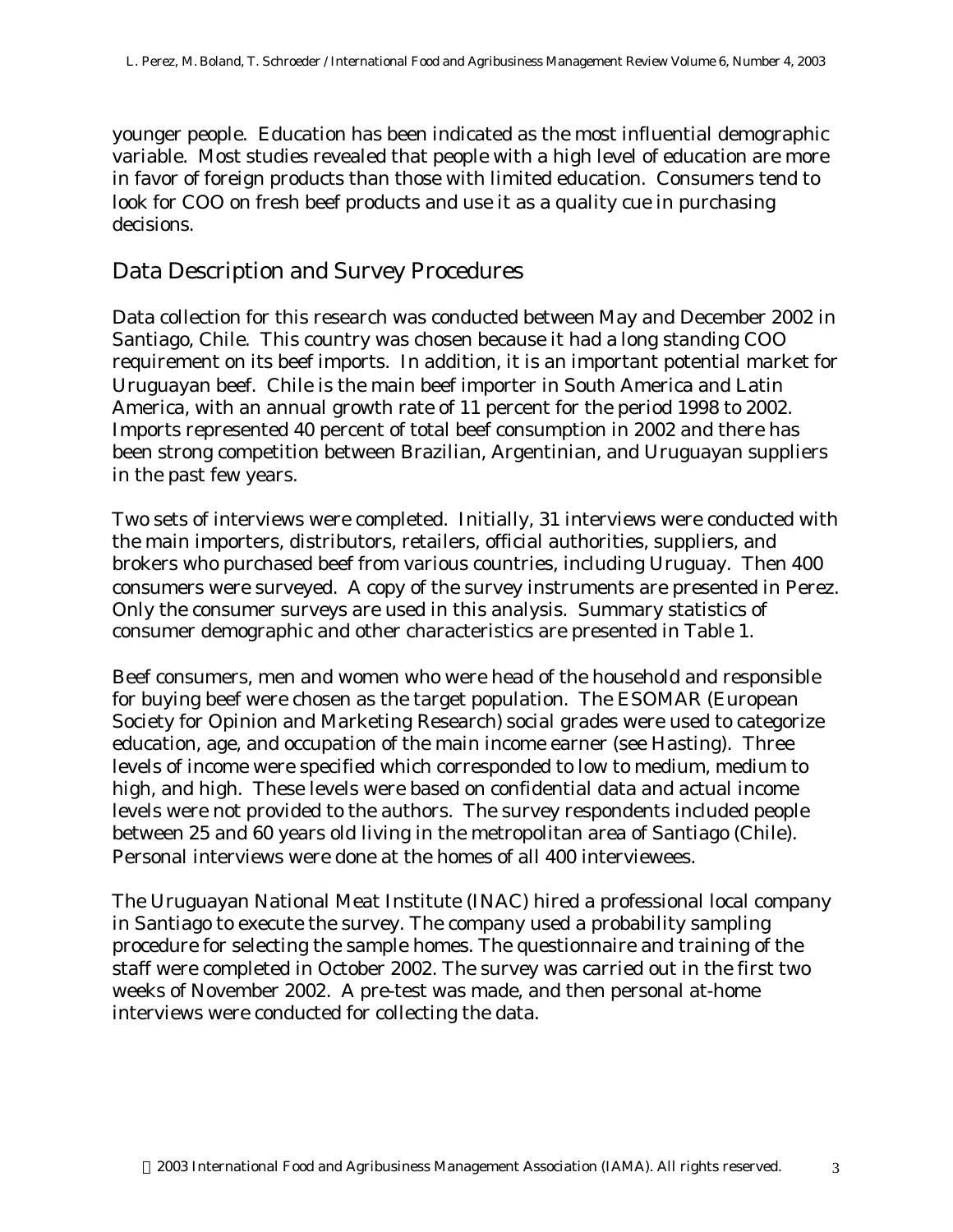younger people. Education has been indicated as the most influential demographic variable. Most studies revealed that people with a high level of education are more in favor of foreign products than those with limited education. Consumers tend to look for COO on fresh beef products and use it as a quality cue in purchasing decisions.

## Data Description and Survey Procedures

Data collection for this research was conducted between May and December 2002 in Santiago, Chile. This country was chosen because it had a long standing COO requirement on its beef imports. In addition, it is an important potential market for Uruguayan beef. Chile is the main beef importer in South America and Latin America, with an annual growth rate of 11 percent for the period 1998 to 2002. Imports represented 40 percent of total beef consumption in 2002 and there has been strong competition between Brazilian, Argentinian, and Uruguayan suppliers in the past few years.

Two sets of interviews were completed. Initially, 31 interviews were conducted with the main importers, distributors, retailers, official authorities, suppliers, and brokers who purchased beef from various countries, including Uruguay. Then 400 consumers were surveyed. A copy of the survey instruments are presented in Perez. Only the consumer surveys are used in this analysis. Summary statistics of consumer demographic and other characteristics are presented in Table 1.

Beef consumers, men and women who were head of the household and responsible for buying beef were chosen as the target population. The ESOMAR (European Society for Opinion and Marketing Research) social grades were used to categorize education, age, and occupation of the main income earner (see Hasting). Three levels of income were specified which corresponded to low to medium, medium to high, and high. These levels were based on confidential data and actual income levels were not provided to the authors. The survey respondents included people between 25 and 60 years old living in the metropolitan area of Santiago (Chile). Personal interviews were done at the homes of all 400 interviewees.

The Uruguayan National Meat Institute (INAC) hired a professional local company in Santiago to execute the survey. The company used a probability sampling procedure for selecting the sample homes. The questionnaire and training of the staff were completed in October 2002. The survey was carried out in the first two weeks of November 2002. A pre-test was made, and then personal at-home interviews were conducted for collecting the data.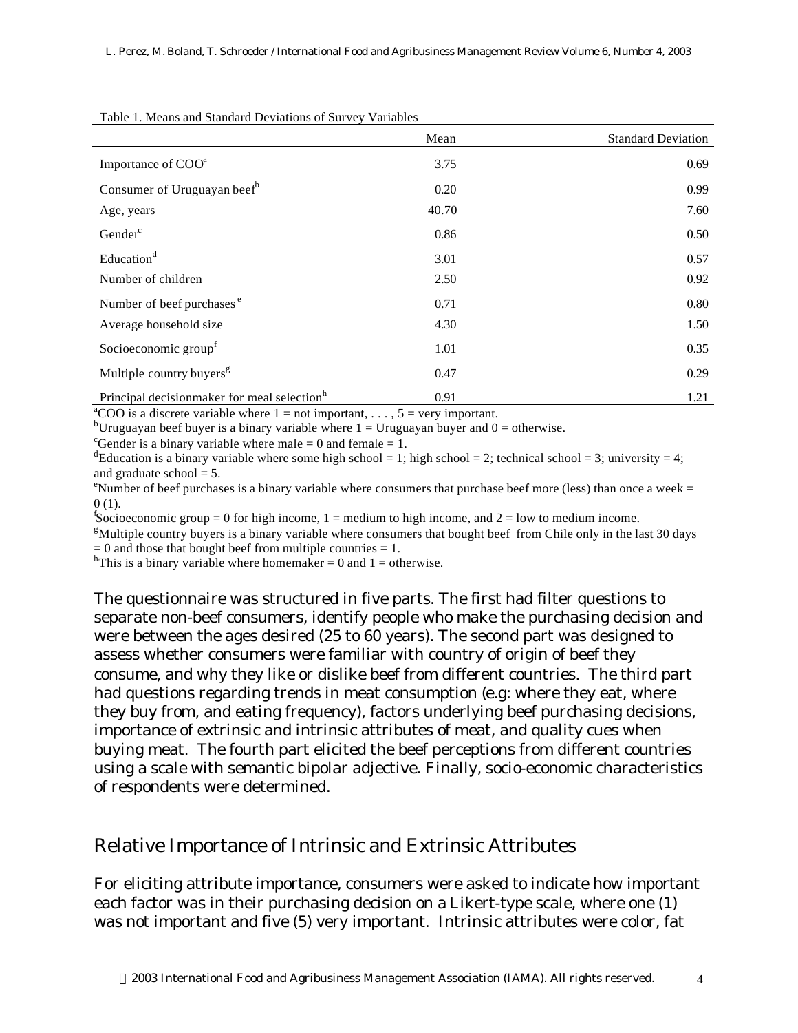Table 1. Means and Standard Deviations of Survey Variables

| | Mean | Standard Deviation |
|---|---|---|
| Importance of COO[a] | 3.75 | 0.69 |
| Consumer of Uruguayan beef[b] | 0.20 | 0.99 |
| Age, years | 40.70 | 7.60 |
| Gender[c] | 0.86 | 0.50 |
| Education[d] | 3.01 | 0.57 |
| Number of children | 2.50 | 0.92 |
| Number of beef purchases[e] | 0.71 | 0.80 |
| Average household size | 4.30 | 1.50 |
| Socioeconomic group[f] | 1.01 | 0.35 |
| Multiple country buyers[g] | 0.47 | 0.29 |
| Principal decisionmaker for meal selection[h] | 0.91 | 1.21 |

[a]COO is a discrete variable where 1 = not important, . . . , 5 = very important.
[b]Uruguayan beef buyer is a binary variable where 1 = Uruguayan buyer and 0 = otherwise.
[c]Gender is a binary variable where male = 0 and female = 1.
[d]Education is a binary variable where some high school = 1; high school = 2; technical school = 3; university = 4; and graduate school = 5.
[e]Number of beef purchases is a binary variable where consumers that purchase beef more (less) than once a week = 0 (1).
[f]Socioeconomic group = 0 for high income, 1 = medium to high income, and 2 = low to medium income.
[g]Multiple country buyers is a binary variable where consumers that bought beef from Chile only in the last 30 days = 0 and those that bought beef from multiple countries = 1.
[h]This is a binary variable where homemaker = 0 and 1 = otherwise.

The questionnaire was structured in five parts. The first had filter questions to separate non-beef consumers, identify people who make the purchasing decision and were between the ages desired (25 to 60 years). The second part was designed to assess whether consumers were familiar with country of origin of beef they consume, and why they like or dislike beef from different countries. The third part had questions regarding trends in meat consumption (e.g: where they eat, where they buy from, and eating frequency), factors underlying beef purchasing decisions, importance of extrinsic and intrinsic attributes of meat, and quality cues when buying meat. The fourth part elicited the beef perceptions from different countries using a scale with semantic bipolar adjective. Finally, socio-economic characteristics of respondents were determined.

## Relative Importance of Intrinsic and Extrinsic Attributes

For eliciting attribute importance, consumers were asked to indicate how important each factor was in their purchasing decision on a Likert-type scale, where one (1) was not important and five (5) very important. Intrinsic attributes were color, fat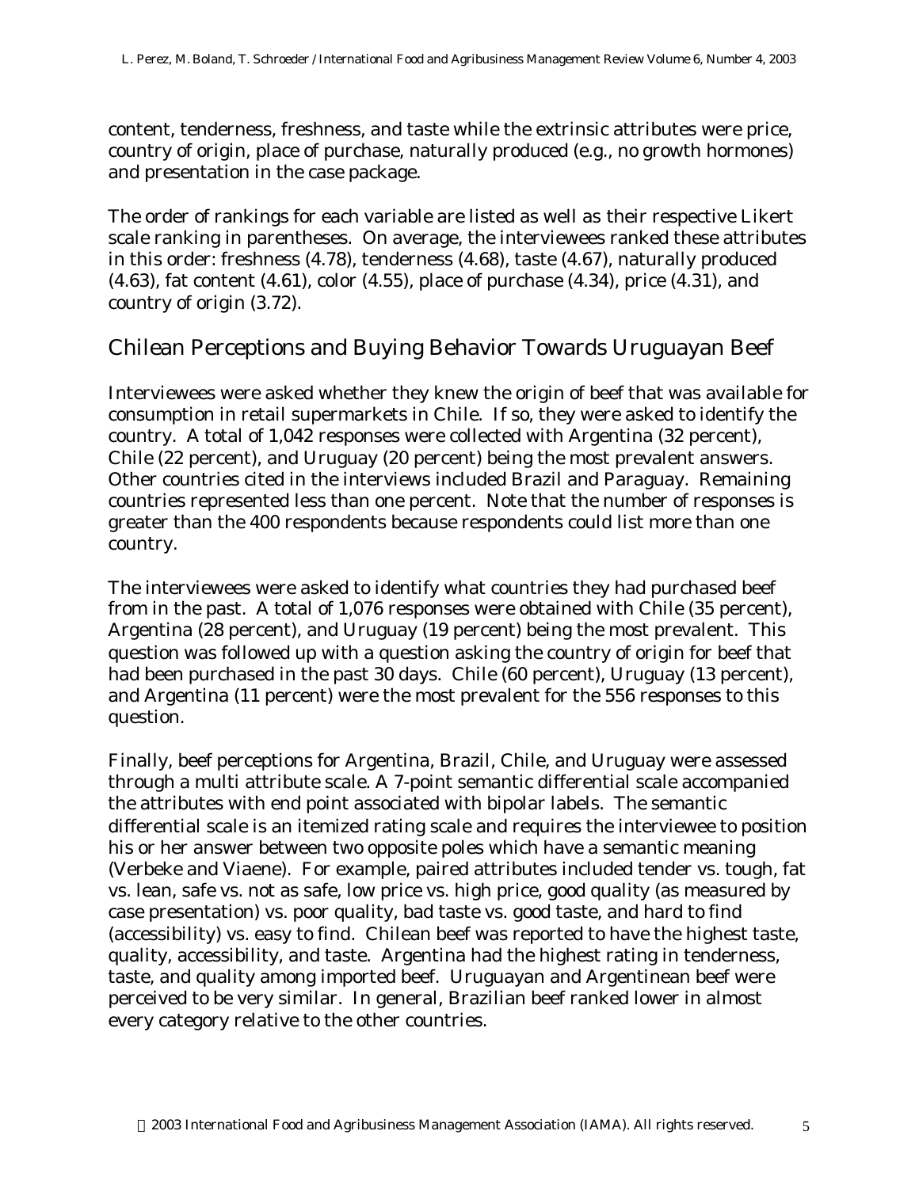content, tenderness, freshness, and taste while the extrinsic attributes were price, country of origin, place of purchase, naturally produced (e.g., no growth hormones) and presentation in the case package.

The order of rankings for each variable are listed as well as their respective Likert scale ranking in parentheses. On average, the interviewees ranked these attributes in this order: freshness (4.78), tenderness (4.68), taste (4.67), naturally produced (4.63), fat content (4.61), color (4.55), place of purchase (4.34), price (4.31), and country of origin (3.72).

## Chilean Perceptions and Buying Behavior Towards Uruguayan Beef

Interviewees were asked whether they knew the origin of beef that was available for consumption in retail supermarkets in Chile. If so, they were asked to identify the country. A total of 1,042 responses were collected with Argentina (32 percent), Chile (22 percent), and Uruguay (20 percent) being the most prevalent answers. Other countries cited in the interviews included Brazil and Paraguay. Remaining countries represented less than one percent. Note that the number of responses is greater than the 400 respondents because respondents could list more than one country.

The interviewees were asked to identify what countries they had purchased beef from in the past. A total of 1,076 responses were obtained with Chile (35 percent), Argentina (28 percent), and Uruguay (19 percent) being the most prevalent. This question was followed up with a question asking the country of origin for beef that had been purchased in the past 30 days. Chile (60 percent), Uruguay (13 percent), and Argentina (11 percent) were the most prevalent for the 556 responses to this question.

Finally, beef perceptions for Argentina, Brazil, Chile, and Uruguay were assessed through a multi attribute scale. A 7-point semantic differential scale accompanied the attributes with end point associated with bipolar labels. The semantic differential scale is an itemized rating scale and requires the interviewee to position his or her answer between two opposite poles which have a semantic meaning (Verbeke and Viaene). For example, paired attributes included tender vs. tough, fat vs. lean, safe vs. not as safe, low price vs. high price, good quality (as measured by case presentation) vs. poor quality, bad taste vs. good taste, and hard to find (accessibility) vs. easy to find. Chilean beef was reported to have the highest taste, quality, accessibility, and taste. Argentina had the highest rating in tenderness, taste, and quality among imported beef. Uruguayan and Argentinean beef were perceived to be very similar. In general, Brazilian beef ranked lower in almost every category relative to the other countries.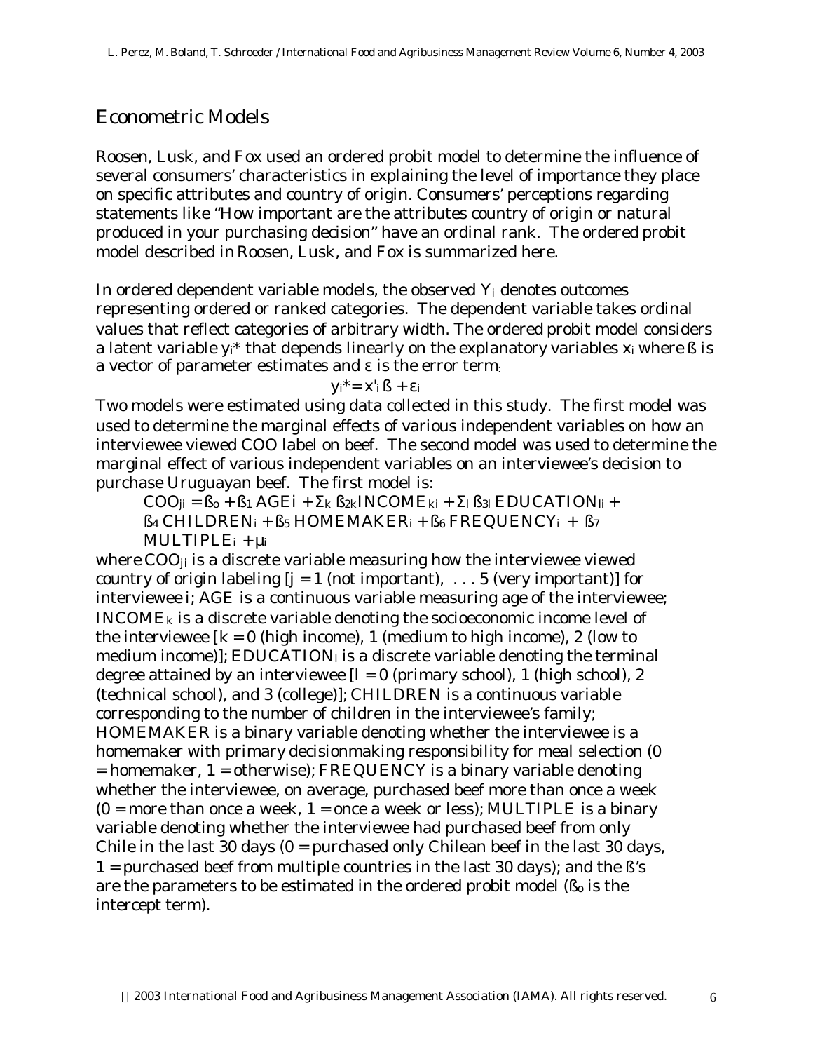## Econometric Models

Roosen, Lusk, and Fox used an ordered probit model to determine the influence of several consumers' characteristics in explaining the level of importance they place on specific attributes and country of origin. Consumers' perceptions regarding statements like "How important are the attributes country of origin or natural produced in your purchasing decision" have an ordinal rank. The ordered probit model described in Roosen, Lusk, and Fox is summarized here.

In ordered dependent variable models, the observed $Y_i$ denotes outcomes representing ordered or ranked categories. The dependent variable takes ordinal values that reflect categories of arbitrary width. The ordered probit model considers a latent variable $y_i^*$ that depends linearly on the explanatory variables $x_i$ where ß is a vector of parameter estimates and ε is the error term:

$$y_i^* = x'_i \beta + \varepsilon_i$$

Two models were estimated using data collected in this study. The first model was used to determine the marginal effects of various independent variables on how an interviewee viewed COO label on beef. The second model was used to determine the marginal effect of various independent variables on an interviewee's decision to purchase Uruguayan beef. The first model is:

$$COO_{ji} = \beta_o + \beta_1 \, AGE_i + \Sigma_k \, \beta_{2k} INCOME_{ki} + \Sigma_l \, \beta_{3l} \, EDUCATION_{li} + \beta_4 \, CHILDREN_i + \beta_5 \, HOMEMAKER_i + \beta_6 \, FREQUENCY_i + \beta_7 \, MULTIPLE_i + \mu_i$$

where $COO_{ji}$ is a discrete variable measuring how the interviewee viewed country of origin labeling [$j = 1$ (not important), . . . 5 (very important)] for interviewee i; AGE is a continuous variable measuring age of the interviewee; $INCOME_k$ is a discrete variable denoting the socioeconomic income level of the interviewee [$k = 0$ (high income), 1 (medium to high income), 2 (low to medium income)]; $EDUCATION_l$ is a discrete variable denoting the terminal degree attained by an interviewee [$l = 0$ (primary school), 1 (high school), 2 (technical school), and 3 (college)]; CHILDREN is a continuous variable corresponding to the number of children in the interviewee's family; HOMEMAKER is a binary variable denoting whether the interviewee is a homemaker with primary decisionmaking responsibility for meal selection (0 = homemaker, 1 = otherwise); FREQUENCY is a binary variable denoting whether the interviewee, on average, purchased beef more than once a week (0 = more than once a week, 1 = once a week or less); MULTIPLE is a binary variable denoting whether the interviewee had purchased beef from only Chile in the last 30 days (0 = purchased only Chilean beef in the last 30 days, 1 = purchased beef from multiple countries in the last 30 days); and the ß's are the parameters to be estimated in the ordered probit model ($\beta_o$ is the intercept term).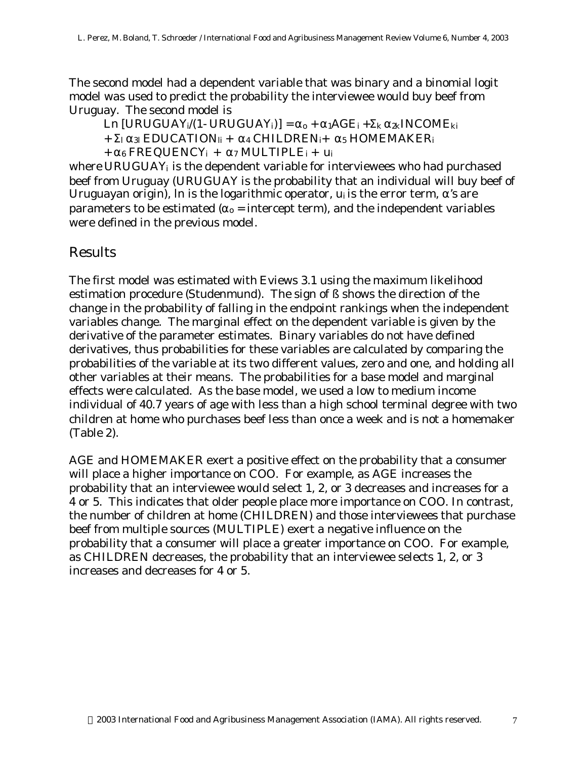The second model had a dependent variable that was binary and a binomial logit model was used to predict the probability the interviewee would buy beef from Uruguay. The second model is

$$Ln\ [URUGUAY_i/(1\text{-}URUGUAY_i)] = \alpha_o + \alpha_1 AGE_i + \Sigma_k\ \alpha_{2k} INCOME_{ki} + \Sigma_l\ \alpha_{3l}\ EDUCATION_{li} + \alpha_4\ CHILDREN_i + \alpha_5\ HOMEMAKER_i + \alpha_6\ FREQUENCY_i + \alpha_7\ MULTIPLE_i + u_i$$

where $URUGUAY_i$ is the dependent variable for interviewees who had purchased beef from Uruguay (URUGUAY is the probability that an individual will buy beef of Uruguayan origin), ln is the logarithmic operator, $u_i$ is the error term, $\alpha$'s are parameters to be estimated ($\alpha_o$ = intercept term), and the independent variables were defined in the previous model.

## Results

The first model was estimated with Eviews 3.1 using the maximum likelihood estimation procedure (Studenmund). The sign of ß shows the direction of the change in the probability of falling in the endpoint rankings when the independent variables change. The marginal effect on the dependent variable is given by the derivative of the parameter estimates. Binary variables do not have defined derivatives, thus probabilities for these variables are calculated by comparing the probabilities of the variable at its two different values, zero and one, and holding all other variables at their means. The probabilities for a base model and marginal effects were calculated. As the base model, we used a low to medium income individual of 40.7 years of age with less than a high school terminal degree with two children at home who purchases beef less than once a week and is not a homemaker (Table 2).

AGE and HOMEMAKER exert a positive effect on the probability that a consumer will place a higher importance on COO. For example, as AGE increases the probability that an interviewee would select 1, 2, or 3 decreases and increases for a 4 or 5. This indicates that older people place more importance on COO. In contrast, the number of children at home (CHILDREN) and those interviewees that purchase beef from multiple sources (MULTIPLE) exert a negative influence on the probability that a consumer will place a greater importance on COO. For example, as CHILDREN decreases, the probability that an interviewee selects 1, 2, or 3 increases and decreases for 4 or 5.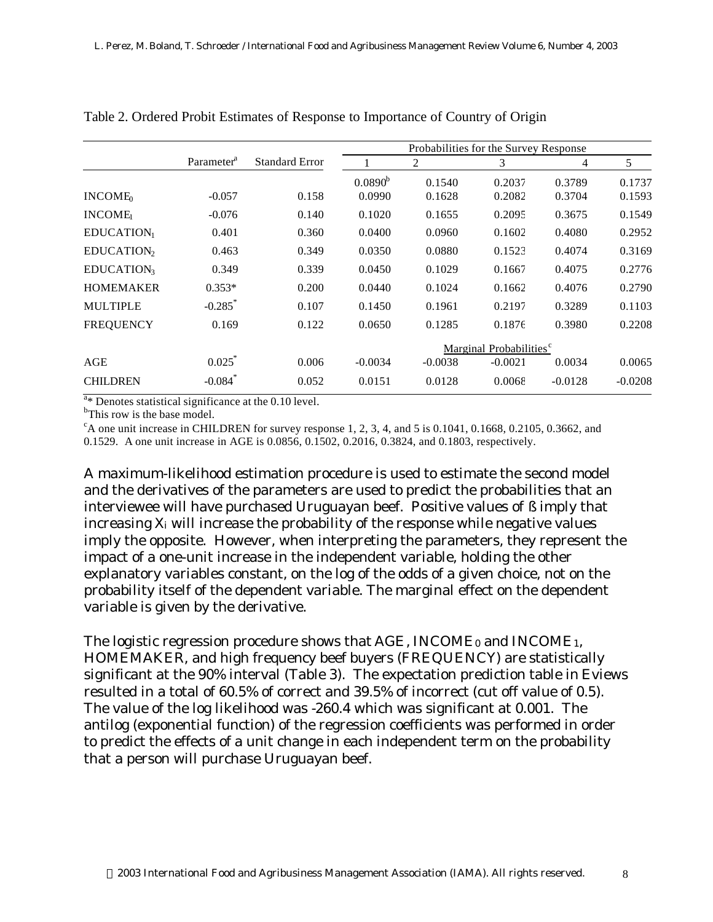Table 2. Ordered Probit Estimates of Response to Importance of Country of Origin

| | Parameter[a] | Standard Error | Probabilities for the Survey Response | | | | |
|---|---|---|---|---|---|---|---|
| | | | 1 | 2 | 3 | 4 | 5 |
| | | | 0.0890[b] | 0.1540 | 0.2037 | 0.3789 | 0.1737 |
| $INCOME_0$ | -0.057 | 0.158 | 0.0990 | 0.1628 | 0.2082 | 0.3704 | 0.1593 |
| $INCOME_1$ | -0.076 | 0.140 | 0.1020 | 0.1655 | 0.2095 | 0.3675 | 0.1549 |
| $EDUCATION_1$ | 0.401 | 0.360 | 0.0400 | 0.0960 | 0.1602 | 0.4080 | 0.2952 |
| $EDUCATION_2$ | 0.463 | 0.349 | 0.0350 | 0.0880 | 0.1523 | 0.4074 | 0.3169 |
| $EDUCATION_3$ | 0.349 | 0.339 | 0.0450 | 0.1029 | 0.1667 | 0.4075 | 0.2776 |
| HOMEMAKER | 0.353* | 0.200 | 0.0440 | 0.1024 | 0.1662 | 0.4076 | 0.2790 |
| MULTIPLE | -0.285* | 0.107 | 0.1450 | 0.1961 | 0.2197 | 0.3289 | 0.1103 |
| FREQUENCY | 0.169 | 0.122 | 0.0650 | 0.1285 | 0.1876 | 0.3980 | 0.2208 |
| | | | Marginal Probabilities[c] | | | | |
| AGE | 0.025* | 0.006 | -0.0034 | -0.0038 | -0.0021 | 0.0034 | 0.0065 |
| CHILDREN | -0.084* | 0.052 | 0.0151 | 0.0128 | 0.0068 | -0.0128 | -0.0208 |

[a]* Denotes statistical significance at the 0.10 level.

[b]This row is the base model.

[c]A one unit increase in CHILDREN for survey response 1, 2, 3, 4, and 5 is 0.1041, 0.1668, 0.2105, 0.3662, and 0.1529. A one unit increase in AGE is 0.0856, 0.1502, 0.2016, 0.3824, and 0.1803, respectively.

A maximum-likelihood estimation procedure is used to estimate the second model and the derivatives of the parameters are used to predict the probabilities that an interviewee will have purchased Uruguayan beef. Positive values of ß imply that increasing $X_i$ will increase the probability of the response while negative values imply the opposite. However, when interpreting the parameters, they represent the impact of a one-unit increase in the independent variable, holding the other explanatory variables constant, on the log of the odds of a given choice, not on the probability itself of the dependent variable. The marginal effect on the dependent variable is given by the derivative.

The logistic regression procedure shows that AGE, $INCOME_0$ and $INCOME_1$, HOMEMAKER, and high frequency beef buyers (FREQUENCY) are statistically significant at the 90% interval (Table 3). The expectation prediction table in Eviews resulted in a total of 60.5% of correct and 39.5% of incorrect (cut off value of 0.5). The value of the log likelihood was -260.4 which was significant at 0.001. The antilog (exponential function) of the regression coefficients was performed in order to predict the effects of a unit change in each independent term on the probability that a person will purchase Uruguayan beef.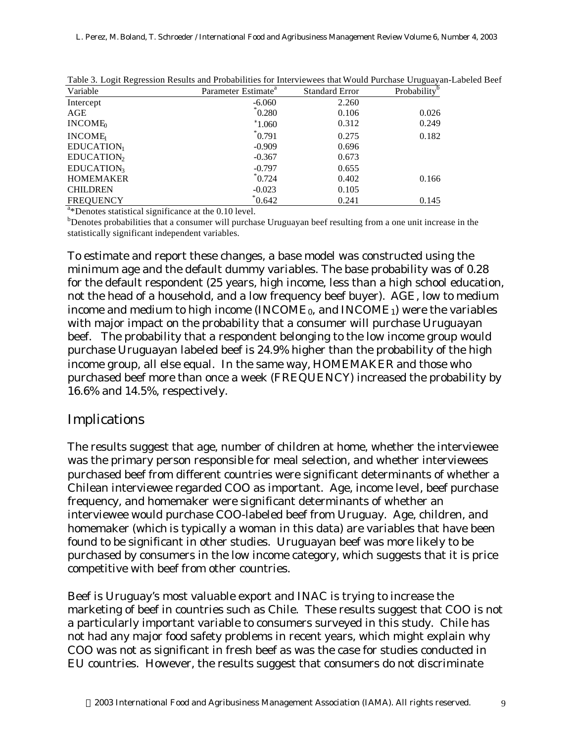Table 3. Logit Regression Results and Probabilities for Interviewees that Would Purchase Uruguayan-Labeled Beef

| Variable | Parameter Estimate[a] | Standard Error | Probability[b] |
|---|---|---|---|
| Intercept | -6.060 | 2.260 | |
| AGE | *0.280 | 0.106 | 0.026 |
| $INCOME_0$ | *1.060 | 0.312 | 0.249 |
| $INCOME_1$ | *0.791 | 0.275 | 0.182 |
| $EDUCATION_1$ | -0.909 | 0.696 | |
| $EDUCATION_2$ | -0.367 | 0.673 | |
| $EDUCATION_3$ | -0.797 | 0.655 | |
| HOMEMAKER | *0.724 | 0.402 | 0.166 |
| CHILDREN | -0.023 | 0.105 | |
| FREQUENCY | *0.642 | 0.241 | 0.145 |

[a]*Denotes statistical significance at the 0.10 level.
[b]Denotes probabilities that a consumer will purchase Uruguayan beef resulting from a one unit increase in the statistically significant independent variables.

To estimate and report these changes, a base model was constructed using the minimum age and the default dummy variables. The base probability was of 0.28 for the default respondent (25 years, high income, less than a high school education, not the head of a household, and a low frequency beef buyer). AGE, low to medium income and medium to high income ($INCOME_0$, and $INCOME_1$) were the variables with major impact on the probability that a consumer will purchase Uruguayan beef. The probability that a respondent belonging to the low income group would purchase Uruguayan labeled beef is 24.9% higher than the probability of the high income group, all else equal. In the same way, HOMEMAKER and those who purchased beef more than once a week (FREQUENCY) increased the probability by 16.6% and 14.5%, respectively.

## Implications

The results suggest that age, number of children at home, whether the interviewee was the primary person responsible for meal selection, and whether interviewees purchased beef from different countries were significant determinants of whether a Chilean interviewee regarded COO as important. Age, income level, beef purchase frequency, and homemaker were significant determinants of whether an interviewee would purchase COO-labeled beef from Uruguay. Age, children, and homemaker (which is typically a woman in this data) are variables that have been found to be significant in other studies. Uruguayan beef was more likely to be purchased by consumers in the low income category, which suggests that it is price competitive with beef from other countries.

Beef is Uruguay's most valuable export and INAC is trying to increase the marketing of beef in countries such as Chile. These results suggest that COO is not a particularly important variable to consumers surveyed in this study. Chile has not had any major food safety problems in recent years, which might explain why COO was not as significant in fresh beef as was the case for studies conducted in EU countries. However, the results suggest that consumers do not discriminate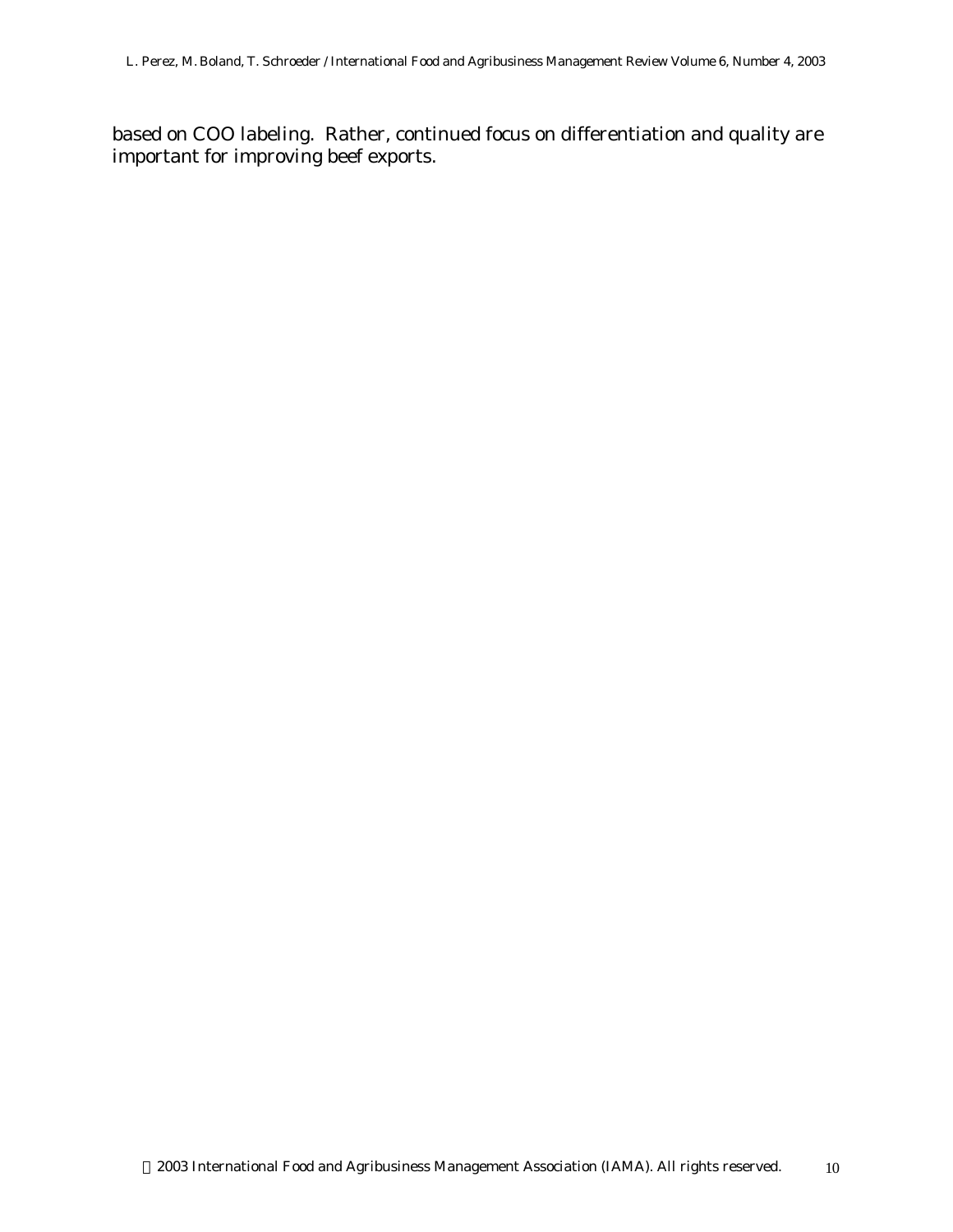based on COO labeling. Rather, continued focus on differentiation and quality are important for improving beef exports.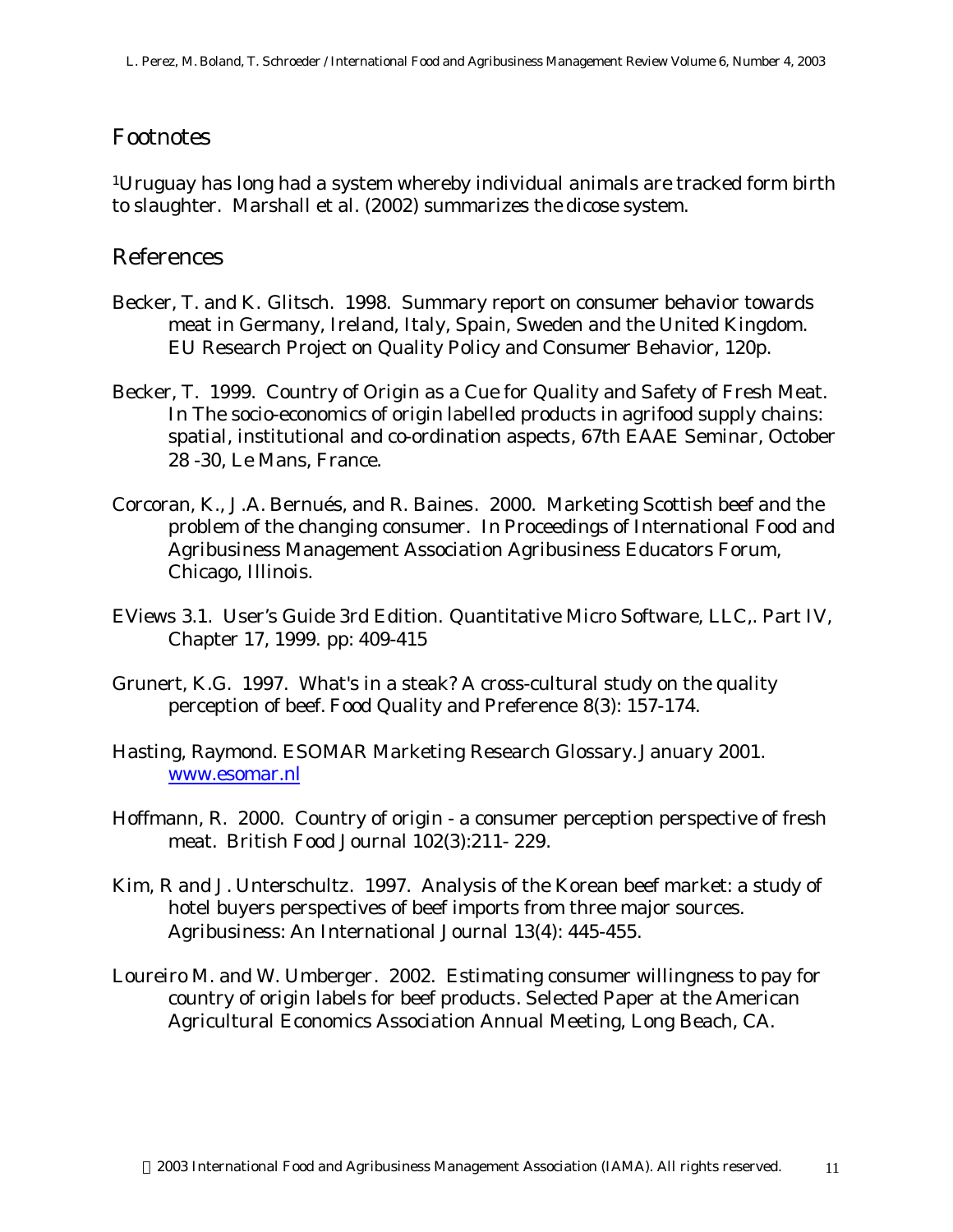## Footnotes

[1]Uruguay has long had a system whereby individual animals are tracked form birth to slaughter. Marshall et al. (2002) summarizes the dicose system.

## References

Becker, T. and K. Glitsch. 1998. Summary report on consumer behavior towards meat in Germany, Ireland, Italy, Spain, Sweden and the United Kingdom. EU Research Project on Quality Policy and Consumer Behavior, 120p.

Becker, T. 1999. Country of Origin as a Cue for Quality and Safety of Fresh Meat. In The socio-economics of origin labelled products in agrifood supply chains: spatial, institutional and co-ordination aspects, 67th EAAE Seminar, October 28 -30, Le Mans, France.

Corcoran, K., J.A. Bernués, and R. Baines. 2000. Marketing Scottish beef and the problem of the changing consumer. In Proceedings of International Food and Agribusiness Management Association Agribusiness Educators Forum, Chicago, Illinois.

EViews 3.1. User's Guide 3rd Edition. Quantitative Micro Software, LLC,. Part IV, Chapter 17, 1999. pp: 409-415

Grunert, K.G. 1997. What's in a steak? A cross-cultural study on the quality perception of beef. Food Quality and Preference 8(3): 157-174.

Hasting, Raymond. ESOMAR Marketing Research Glossary. January 2001. www.esomar.nl

Hoffmann, R. 2000. Country of origin - a consumer perception perspective of fresh meat. British Food Journal 102(3):211- 229.

Kim, R and J. Unterschultz. 1997. Analysis of the Korean beef market: a study of hotel buyers perspectives of beef imports from three major sources. Agribusiness: An International Journal 13(4): 445-455.

Loureiro M. and W. Umberger. 2002. Estimating consumer willingness to pay for country of origin labels for beef products. Selected Paper at the American Agricultural Economics Association Annual Meeting, Long Beach, CA.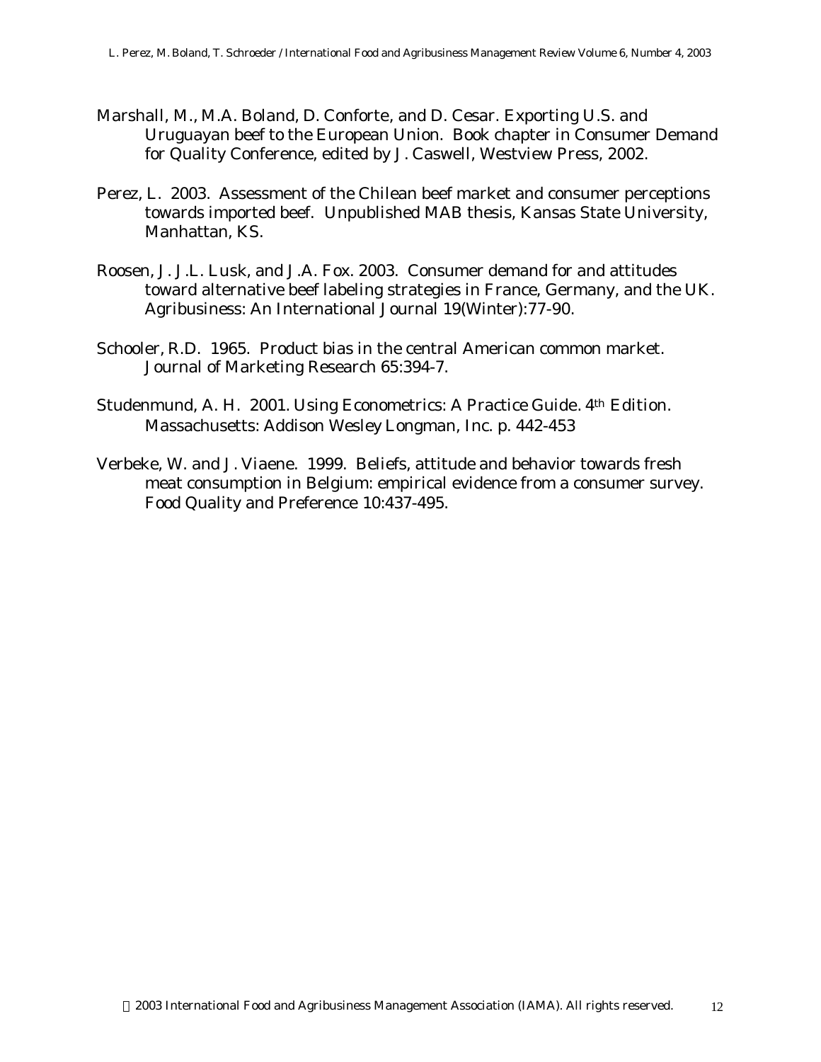Marshall, M., M.A. Boland, D. Conforte, and D. Cesar. Exporting U.S. and Uruguayan beef to the European Union. Book chapter in Consumer Demand for Quality Conference, edited by J. Caswell, Westview Press, 2002.

Perez, L. 2003. Assessment of the Chilean beef market and consumer perceptions towards imported beef. Unpublished MAB thesis, Kansas State University, Manhattan, KS.

Roosen, J. J.L. Lusk, and J.A. Fox. 2003. Consumer demand for and attitudes toward alternative beef labeling strategies in France, Germany, and the UK. Agribusiness: An International Journal 19(Winter):77-90.

Schooler, R.D. 1965. Product bias in the central American common market. Journal of Marketing Research 65:394-7.

Studenmund, A. H. 2001. Using Econometrics: A Practice Guide. 4th Edition. Massachusetts: Addison Wesley Longman, Inc. p. 442-453

Verbeke, W. and J. Viaene. 1999. Beliefs, attitude and behavior towards fresh meat consumption in Belgium: empirical evidence from a consumer survey. Food Quality and Preference 10:437-495.